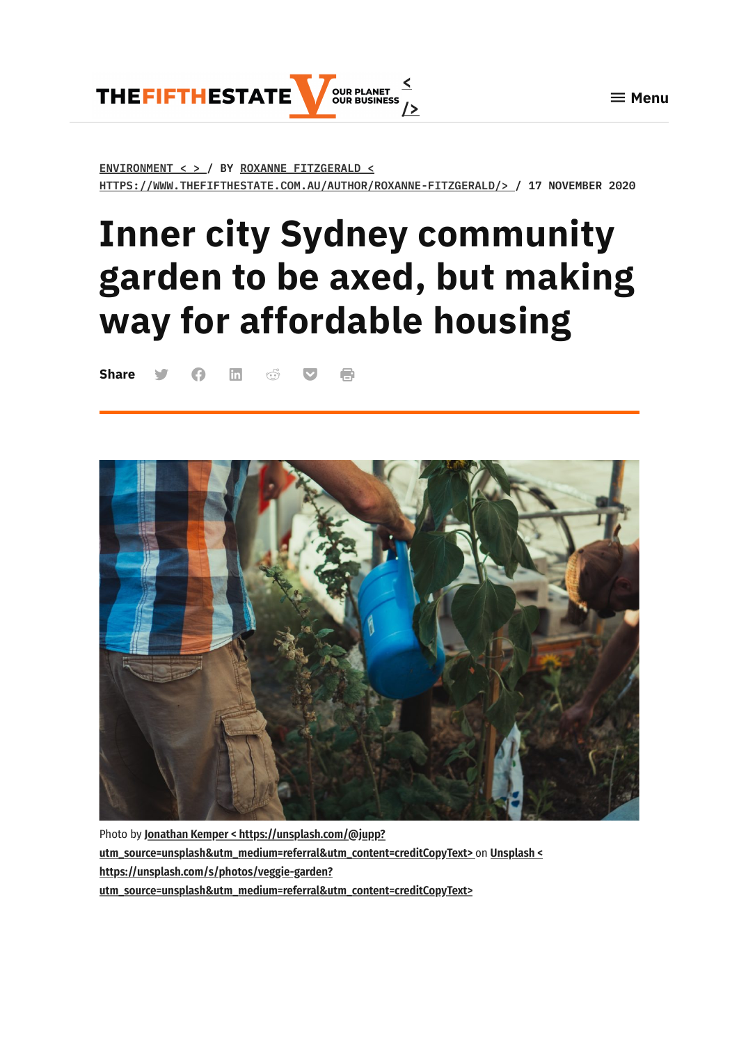ENVIRONMENT < > / BY ROXANNE FITZGERALD < HTTPS://WWW.THEFIFTHESTATE.COM.AU/AUTHOR/ROXANNE-FITZGERALD/> / 17 NOVEMBER 2020

# Inner city Sydney community garden to be axed, but making way for affordable housing

Share

Photo by Jonathan Kemper < https://unsplash.com/@jupp?utm_source=unsplash&utm_medium=referral&utm_content=creditCopyText> on Unsplash < https://unsplash.com/s/photos/veggie-garden?utm_source=unsplash&utm_medium=referral&utm_content=creditCopyText>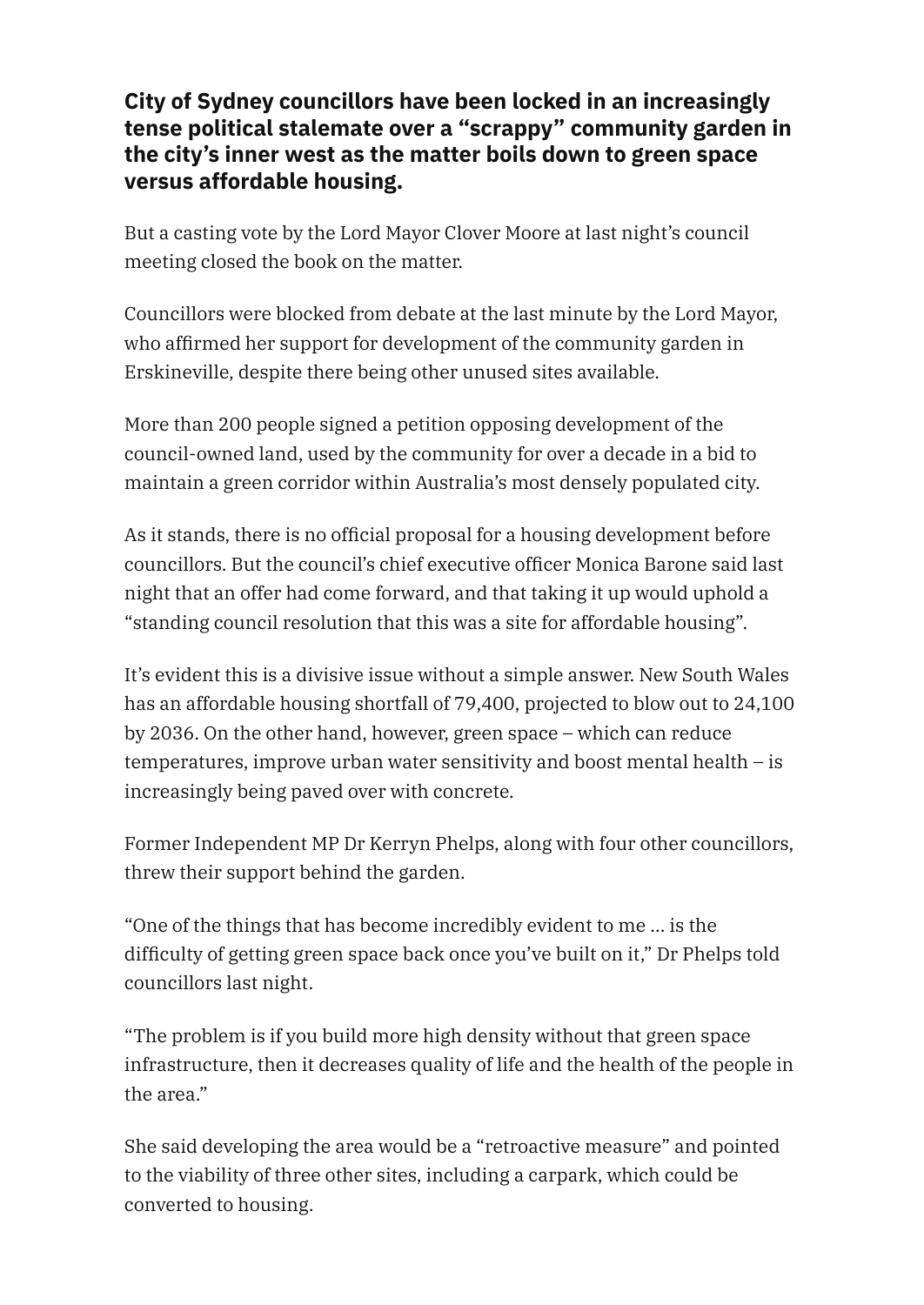**City of Sydney councillors have been locked in an increasingly tense political stalemate over a "scrappy" community garden in the city's inner west as the matter boils down to green space versus affordable housing.**

But a casting vote by the Lord Mayor Clover Moore at last night's council meeting closed the book on the matter.

Councillors were blocked from debate at the last minute by the Lord Mayor, who affirmed her support for development of the community garden in Erskineville, despite there being other unused sites available.

More than 200 people signed a petition opposing development of the council-owned land, used by the community for over a decade in a bid to maintain a green corridor within Australia's most densely populated city.

As it stands, there is no official proposal for a housing development before councillors. But the council's chief executive officer Monica Barone said last night that an offer had come forward, and that taking it up would uphold a "standing council resolution that this was a site for affordable housing".

It's evident this is a divisive issue without a simple answer. New South Wales has an affordable housing shortfall of 79,400, projected to blow out to 24,100 by 2036. On the other hand, however, green space – which can reduce temperatures, improve urban water sensitivity and boost mental health – is increasingly being paved over with concrete.

Former Independent MP Dr Kerryn Phelps, along with four other councillors, threw their support behind the garden.

"One of the things that has become incredibly evident to me ... is the difficulty of getting green space back once you've built on it," Dr Phelps told councillors last night.

"The problem is if you build more high density without that green space infrastructure, then it decreases quality of life and the health of the people in the area."

She said developing the area would be a "retroactive measure" and pointed to the viability of three other sites, including a carpark, which could be converted to housing.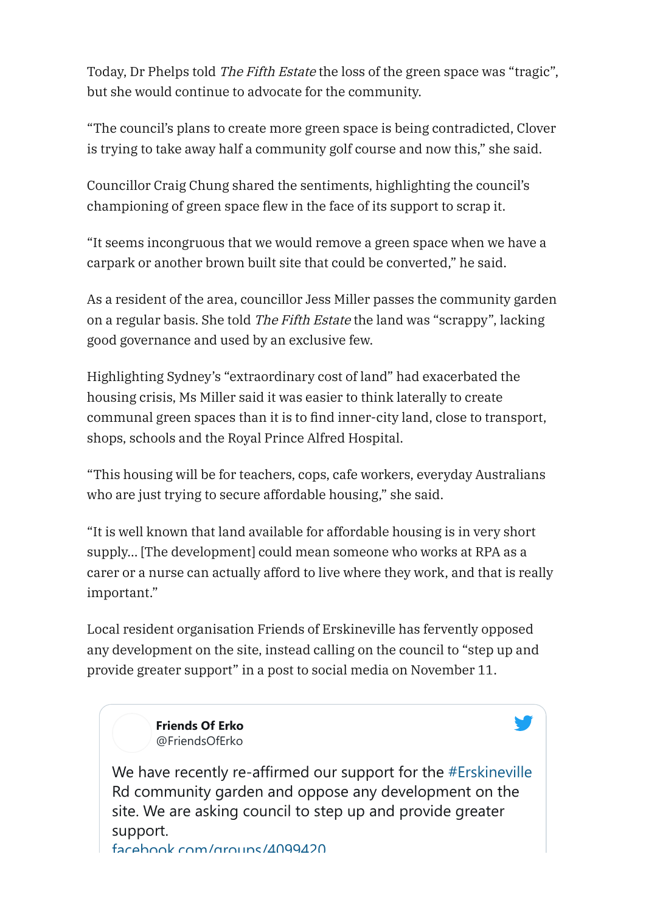Today, Dr Phelps told *The Fifth Estate* the loss of the green space was "tragic", but she would continue to advocate for the community.

"The council's plans to create more green space is being contradicted, Clover is trying to take away half a community golf course and now this," she said.

Councillor Craig Chung shared the sentiments, highlighting the council's championing of green space flew in the face of its support to scrap it.

"It seems incongruous that we would remove a green space when we have a carpark or another brown built site that could be converted," he said.

As a resident of the area, councillor Jess Miller passes the community garden on a regular basis. She told *The Fifth Estate* the land was "scrappy", lacking good governance and used by an exclusive few.

Highlighting Sydney's "extraordinary cost of land" had exacerbated the housing crisis, Ms Miller said it was easier to think laterally to create communal green spaces than it is to find inner-city land, close to transport, shops, schools and the Royal Prince Alfred Hospital.

"This housing will be for teachers, cops, cafe workers, everyday Australians who are just trying to secure affordable housing," she said.

"It is well known that land available for affordable housing is in very short supply… [The development] could mean someone who works at RPA as a carer or a nurse can actually afford to live where they work, and that is really important."

Local resident organisation Friends of Erskineville has fervently opposed any development on the site, instead calling on the council to "step up and provide greater support" in a post to social media on November 11.

> **Friends Of Erko**
> @FriendsOfErko
>
> We have recently re-affirmed our support for the #Erskineville Rd community garden and oppose any development on the site. We are asking council to step up and provide greater support.
> facebook.com/groups/4099420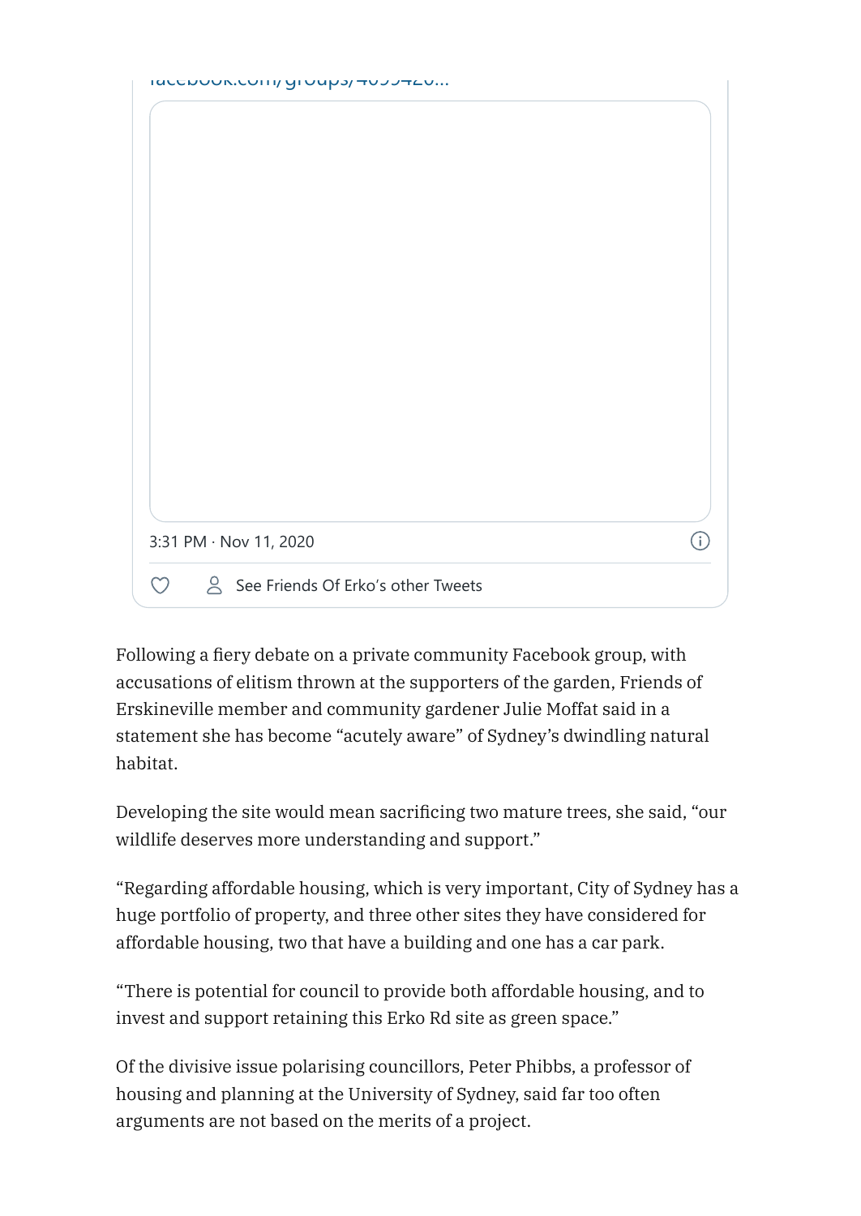facebook.com/groups/4099420...

3:31 PM · Nov 11, 2020

See Friends Of Erko's other Tweets

Following a fiery debate on a private community Facebook group, with accusations of elitism thrown at the supporters of the garden, Friends of Erskineville member and community gardener Julie Moffat said in a statement she has become "acutely aware" of Sydney's dwindling natural habitat.

Developing the site would mean sacrificing two mature trees, she said, "our wildlife deserves more understanding and support."

"Regarding affordable housing, which is very important, City of Sydney has a huge portfolio of property, and three other sites they have considered for affordable housing, two that have a building and one has a car park.

"There is potential for council to provide both affordable housing, and to invest and support retaining this Erko Rd site as green space."

Of the divisive issue polarising councillors, Peter Phibbs, a professor of housing and planning at the University of Sydney, said far too often arguments are not based on the merits of a project.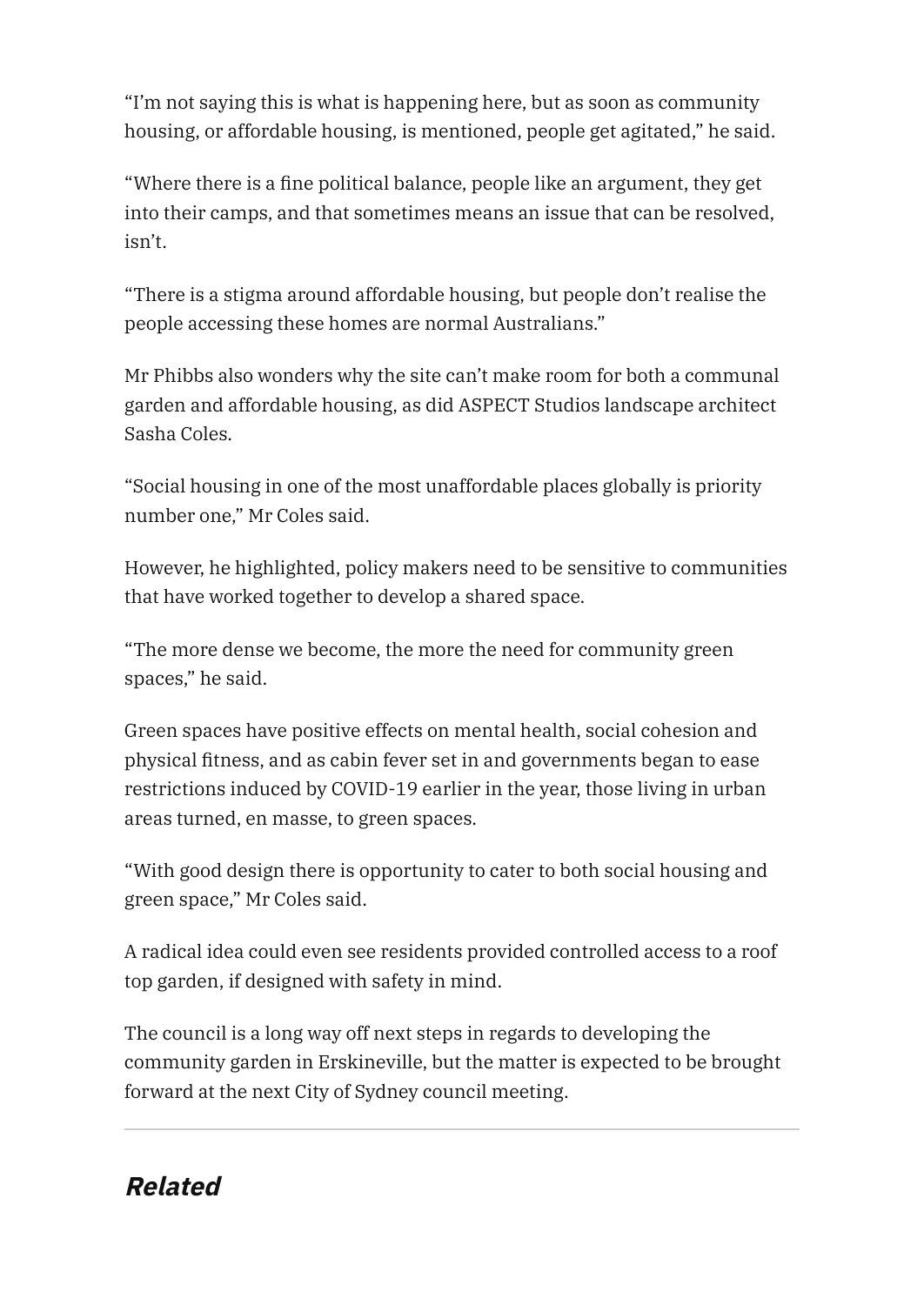"I'm not saying this is what is happening here, but as soon as community housing, or affordable housing, is mentioned, people get agitated," he said.

"Where there is a fine political balance, people like an argument, they get into their camps, and that sometimes means an issue that can be resolved, isn't.

"There is a stigma around affordable housing, but people don't realise the people accessing these homes are normal Australians."

Mr Phibbs also wonders why the site can't make room for both a communal garden and affordable housing, as did ASPECT Studios landscape architect Sasha Coles.

"Social housing in one of the most unaffordable places globally is priority number one," Mr Coles said.

However, he highlighted, policy makers need to be sensitive to communities that have worked together to develop a shared space.

"The more dense we become, the more the need for community green spaces," he said.

Green spaces have positive effects on mental health, social cohesion and physical fitness, and as cabin fever set in and governments began to ease restrictions induced by COVID-19 earlier in the year, those living in urban areas turned, en masse, to green spaces.

"With good design there is opportunity to cater to both social housing and green space," Mr Coles said.

A radical idea could even see residents provided controlled access to a roof top garden, if designed with safety in mind.

The council is a long way off next steps in regards to developing the community garden in Erskineville, but the matter is expected to be brought forward at the next City of Sydney council meeting.

---

## *Related*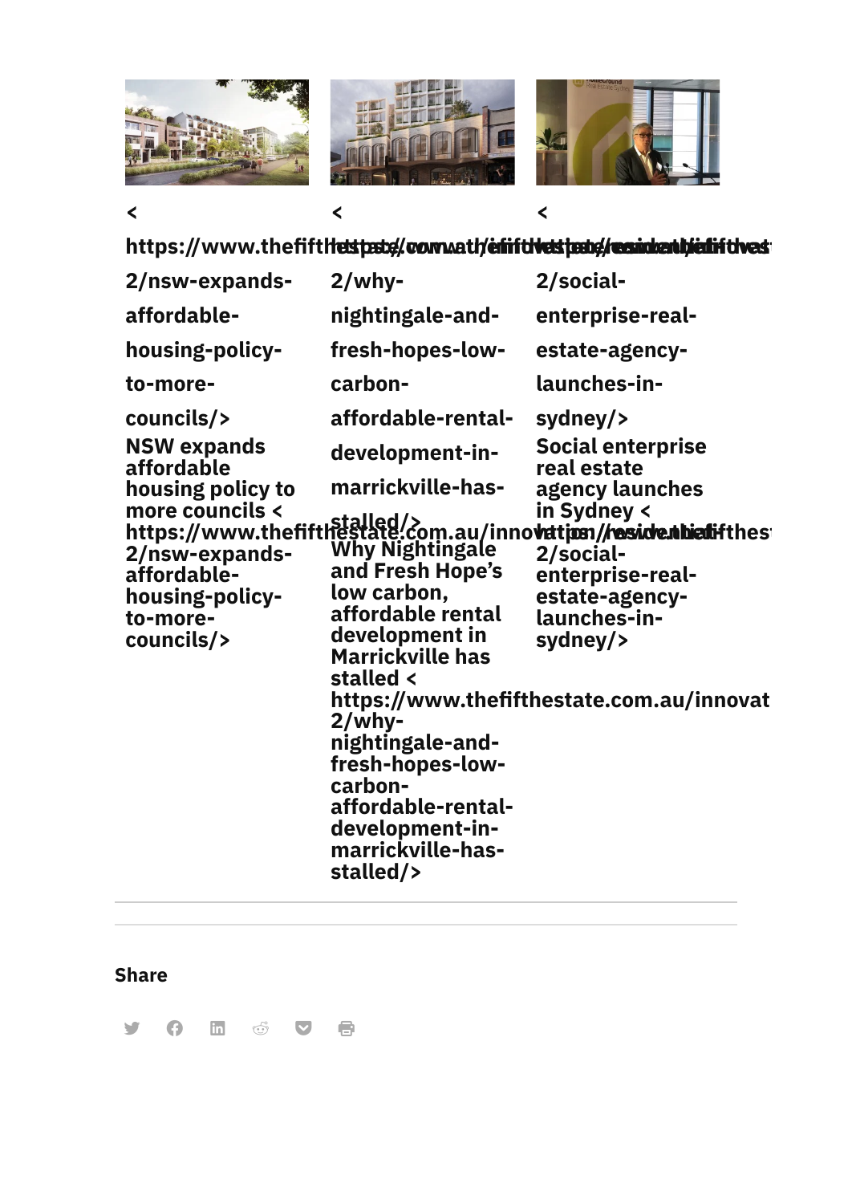< https://www.thefifthestate.com.au/innovation/residential/nsw-expands-affordable-housing-policy-to-more-councils/>

**NSW expands affordable housing policy to more councils** < https://www.thefifthestate.com.au/innovation/residential/nsw-expands-affordable-housing-policy-to-more-councils/>

< https://www.thefifthestate.com.au/innovation/residential/why-nightingale-and-fresh-hopes-low-carbon-affordable-rental-development-in-marrickville-has-stalled/>

**Why Nightingale and Fresh Hope's low carbon, affordable rental development in Marrickville has stalled** < https://www.thefifthestate.com.au/innovation/residential/why-nightingale-and-fresh-hopes-low-carbon-affordable-rental-development-in-marrickville-has-stalled/>

< https://www.thefifthestate.com.au/innovation/residential/social-enterprise-real-estate-agency-launches-in-sydney/>

**Social enterprise real estate agency launches in Sydney** < https://www.thefifthestate.com.au/innovation/residential/social-enterprise-real-estate-agency-launches-in-sydney/>

---

**Share**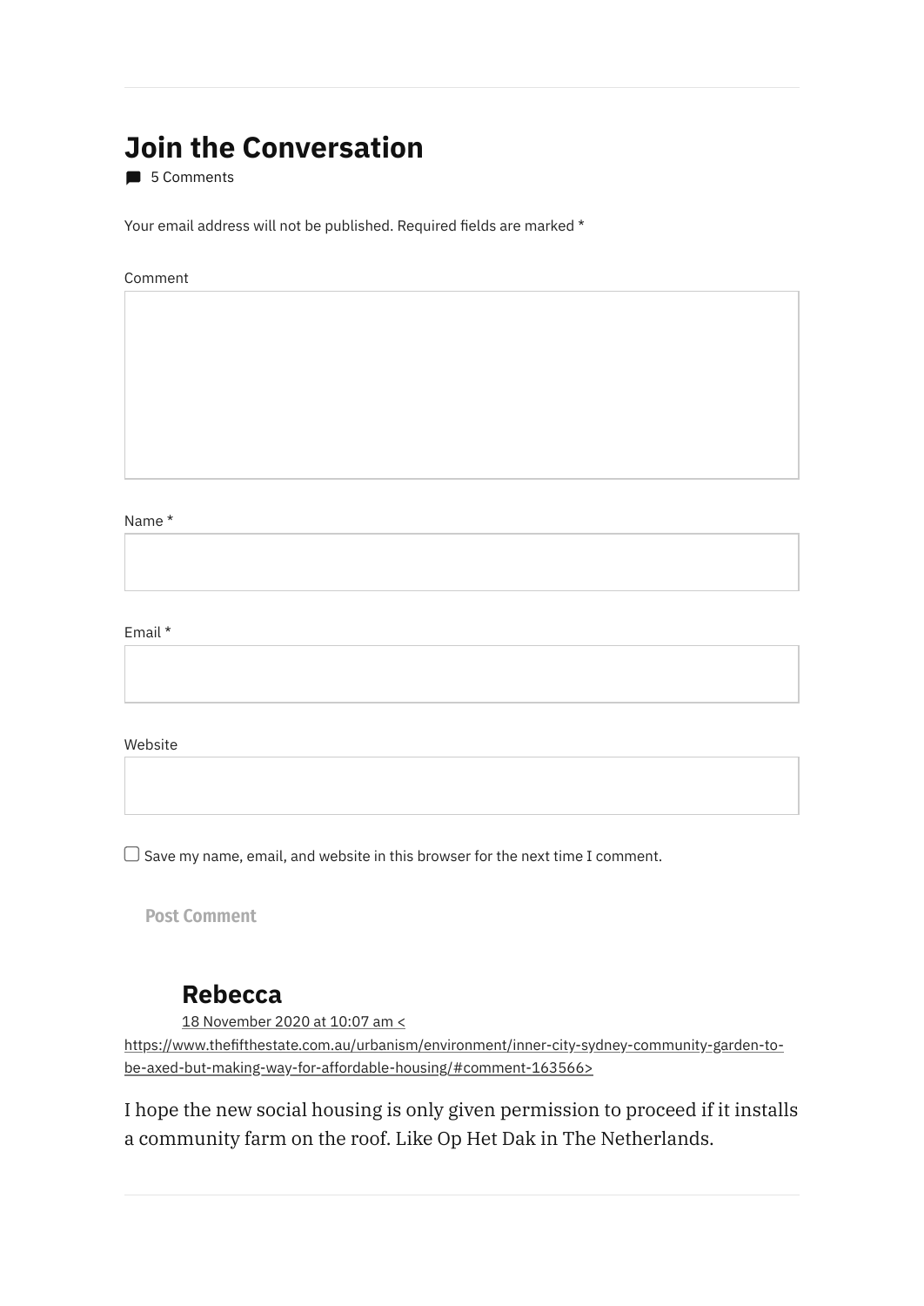## Join the Conversation

5 Comments

Your email address will not be published. Required fields are marked *

Comment

Name *

Email *

Website

Save my name, email, and website in this browser for the next time I comment.

Post Comment

### Rebecca

18 November 2020 at 10:07 am < https://www.thefifthestate.com.au/urbanism/environment/inner-city-sydney-community-garden-to-be-axed-but-making-way-for-affordable-housing/#comment-163566>

I hope the new social housing is only given permission to proceed if it installs a community farm on the roof. Like Op Het Dak in The Netherlands.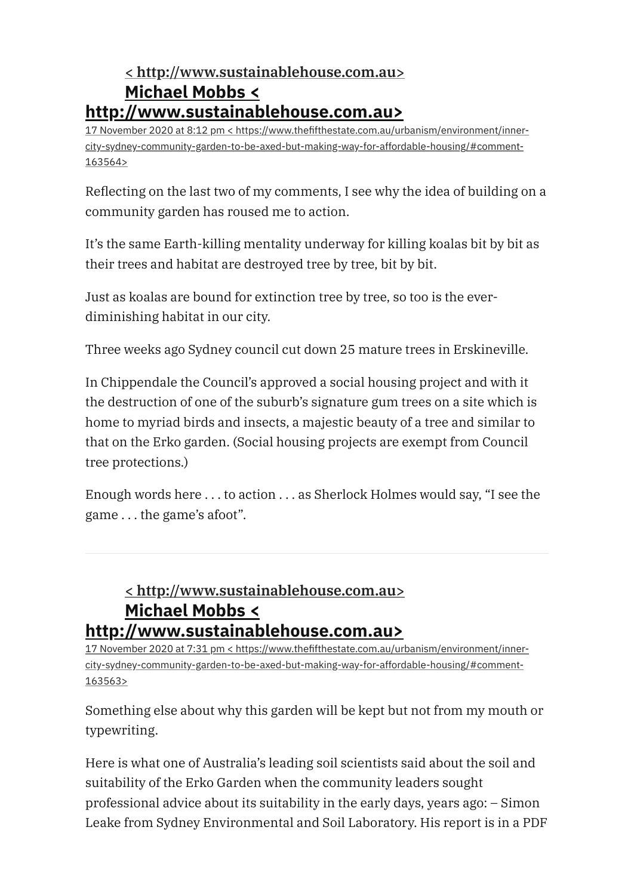**< http://www.sustainablehouse.com.au>**
**Michael Mobbs < http://www.sustainablehouse.com.au>**

17 November 2020 at 8:12 pm < https://www.thefifthestate.com.au/urbanism/environment/inner-city-sydney-community-garden-to-be-axed-but-making-way-for-affordable-housing/#comment-163564>

Reflecting on the last two of my comments, I see why the idea of building on a community garden has roused me to action.

It's the same Earth-killing mentality underway for killing koalas bit by bit as their trees and habitat are destroyed tree by tree, bit by bit.

Just as koalas are bound for extinction tree by tree, so too is the ever-diminishing habitat in our city.

Three weeks ago Sydney council cut down 25 mature trees in Erskineville.

In Chippendale the Council's approved a social housing project and with it the destruction of one of the suburb's signature gum trees on a site which is home to myriad birds and insects, a majestic beauty of a tree and similar to that on the Erko garden. (Social housing projects are exempt from Council tree protections.)

Enough words here . . . to action . . . as Sherlock Holmes would say, "I see the game . . . the game's afoot".

---

**< http://www.sustainablehouse.com.au>**
**Michael Mobbs < http://www.sustainablehouse.com.au>**

17 November 2020 at 7:31 pm < https://www.thefifthestate.com.au/urbanism/environment/inner-city-sydney-community-garden-to-be-axed-but-making-way-for-affordable-housing/#comment-163563>

Something else about why this garden will be kept but not from my mouth or typewriting.

Here is what one of Australia's leading soil scientists said about the soil and suitability of the Erko Garden when the community leaders sought professional advice about its suitability in the early days, years ago: – Simon Leake from Sydney Environmental and Soil Laboratory. His report is in a PDF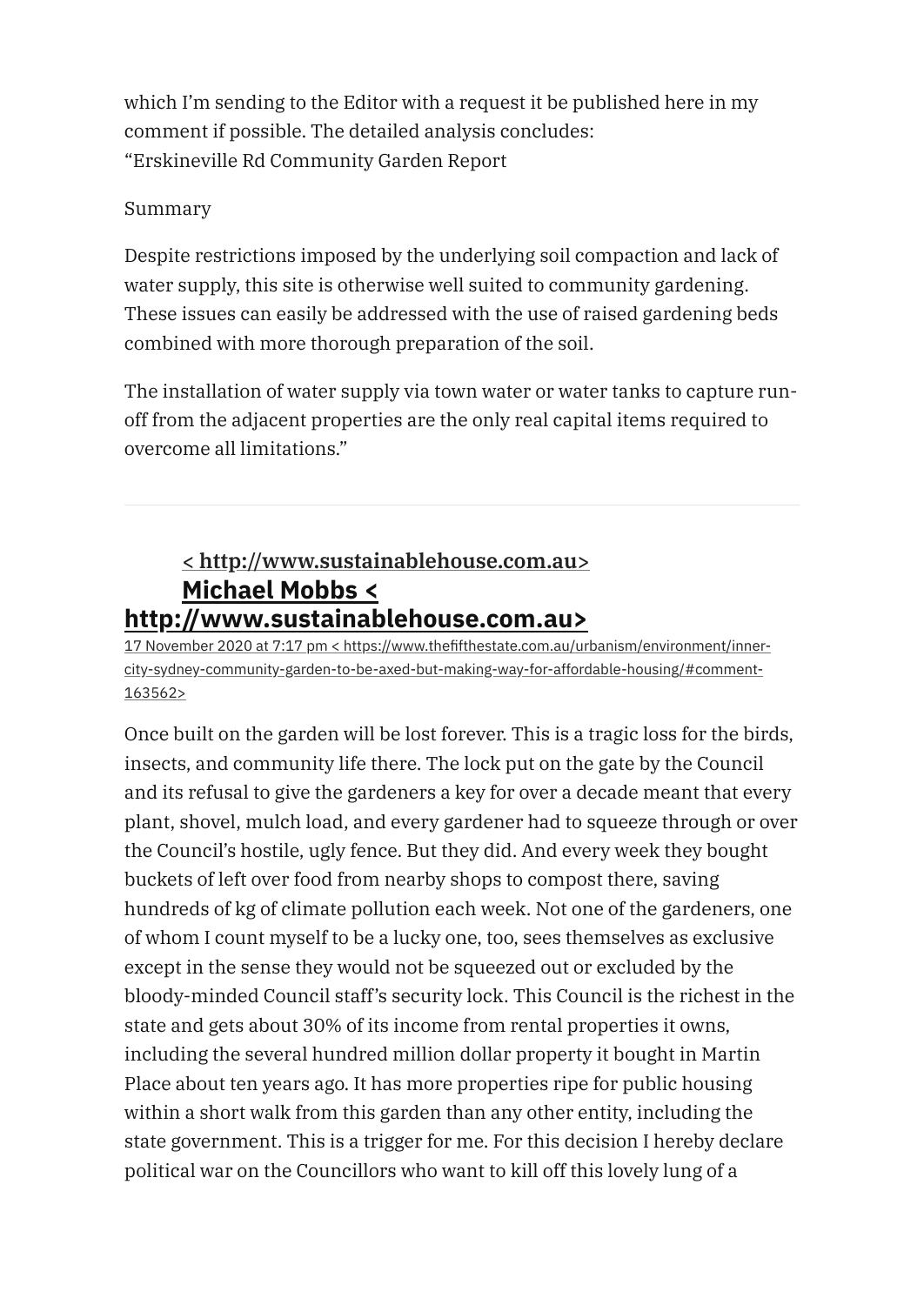which I'm sending to the Editor with a request it be published here in my comment if possible. The detailed analysis concludes:
"Erskineville Rd Community Garden Report

Summary

Despite restrictions imposed by the underlying soil compaction and lack of water supply, this site is otherwise well suited to community gardening. These issues can easily be addressed with the use of raised gardening beds combined with more thorough preparation of the soil.

The installation of water supply via town water or water tanks to capture run-off from the adjacent properties are the only real capital items required to overcome all limitations."

---

[< http://www.sustainablehouse.com.au>](http://www.sustainablehouse.com.au)

## [Michael Mobbs < http://www.sustainablehouse.com.au>](http://www.sustainablehouse.com.au)

[17 November 2020 at 7:17 pm < https://www.thefifthestate.com.au/urbanism/environment/inner-city-sydney-community-garden-to-be-axed-but-making-way-for-affordable-housing/#comment-163562>](https://www.thefifthestate.com.au/urbanism/environment/inner-city-sydney-community-garden-to-be-axed-but-making-way-for-affordable-housing/#comment-163562)

Once built on the garden will be lost forever. This is a tragic loss for the birds, insects, and community life there. The lock put on the gate by the Council and its refusal to give the gardeners a key for over a decade meant that every plant, shovel, mulch load, and every gardener had to squeeze through or over the Council's hostile, ugly fence. But they did. And every week they bought buckets of left over food from nearby shops to compost there, saving hundreds of kg of climate pollution each week. Not one of the gardeners, one of whom I count myself to be a lucky one, too, sees themselves as exclusive except in the sense they would not be squeezed out or excluded by the bloody-minded Council staff's security lock. This Council is the richest in the state and gets about 30% of its income from rental properties it owns, including the several hundred million dollar property it bought in Martin Place about ten years ago. It has more properties ripe for public housing within a short walk from this garden than any other entity, including the state government. This is a trigger for me. For this decision I hereby declare political war on the Councillors who want to kill off this lovely lung of a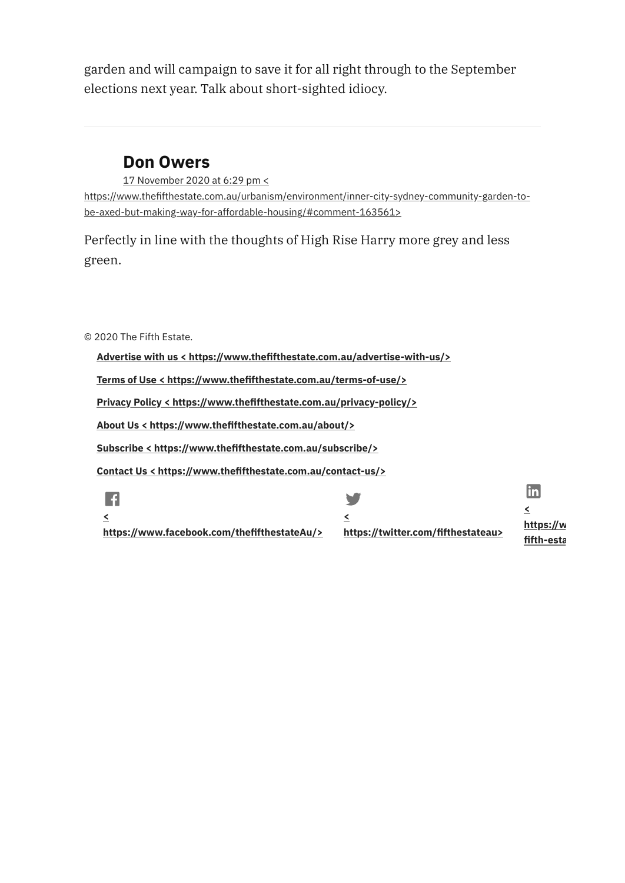garden and will campaign to save it for all right through to the September elections next year. Talk about short-sighted idiocy.

---

### Don Owers

17 November 2020 at 6:29 pm < https://www.thefifthestate.com.au/urbanism/environment/inner-city-sydney-community-garden-to-be-axed-but-making-way-for-affordable-housing/#comment-163561>

Perfectly in line with the thoughts of High Rise Harry more grey and less green.

© 2020 The Fifth Estate.

- **Advertise with us < https://www.thefifthestate.com.au/advertise-with-us/>**
- **Terms of Use < https://www.thefifthestate.com.au/terms-of-use/>**
- **Privacy Policy < https://www.thefifthestate.com.au/privacy-policy/>**
- **About Us < https://www.thefifthestate.com.au/about/>**
- **Subscribe < https://www.thefifthestate.com.au/subscribe/>**
- **Contact Us < https://www.thefifthestate.com.au/contact-us/>**

**< https://www.facebook.com/thefifthestateAu/>**

**< https://twitter.com/fifthestateau>**

**< https://w fifth-esta**